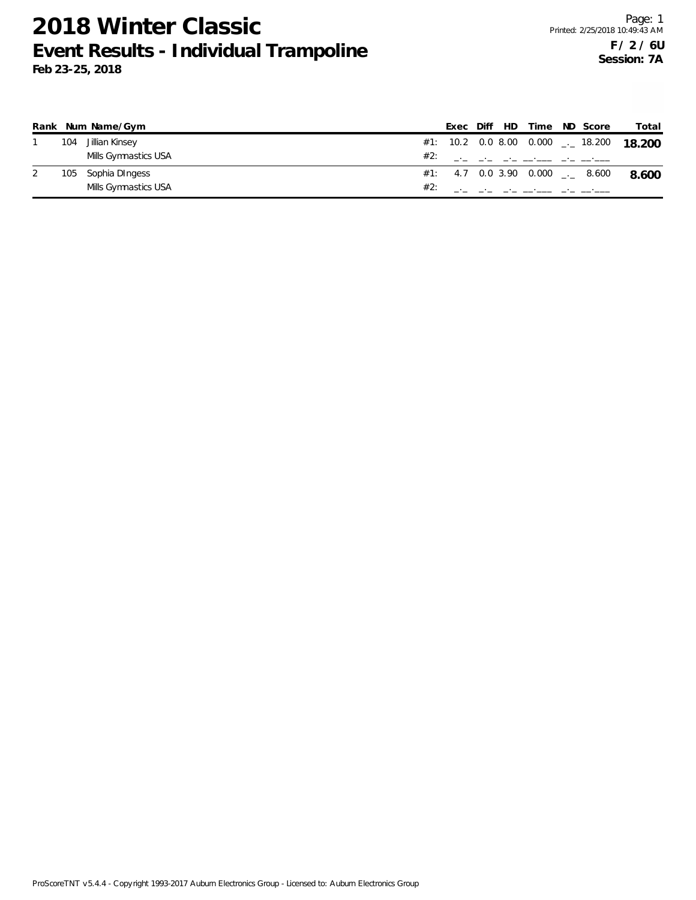# 2018 Winter Classic

## Event Results - Individual Trampoline

**Feb 23-25, 2018**

Page: 1
Printed: 2/25/2018 10:49:43 AM

**F / 2 / 6U**
**Session: 7A**

| Rank | Num | Name/Gym | | Exec | Diff | HD | Time | ND | Score | Total |
|---|---|---|---|---|---|---|---|---|---|---|
| 1 | 104 | Jillian Kinsey | #1: | 10.2 | 0.0 | 8.00 | 0.000 | _._ | 18.200 | **18.200** |
| | | Mills Gymnastics USA | #2: | _._ | _._ | _._ | __.___ | _._ | __.___ | |
| 2 | 105 | Sophia DIngess | #1: | 4.7 | 0.0 | 3.90 | 0.000 | _._ | 8.600 | **8.600** |
| | | Mills Gymnastics USA | #2: | _._ | _._ | _._ | __.___ | _._ | __.___ | |

ProScoreTNT v5.4.4 - Copyright 1993-2017 Auburn Electronics Group - Licensed to: Auburn Electronics Group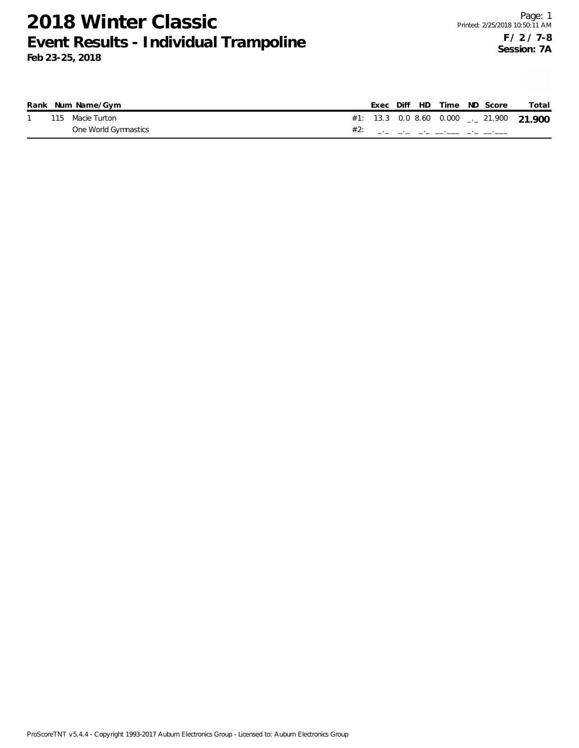# 2018 Winter Classic

## Event Results - Individual Trampoline

**Feb 23-25, 2018**

Page: 1
Printed: 2/25/2018 10:50:11 AM

**F / 2 / 7-8**
**Session: 7A**

| Rank | Num | Name/Gym | | Exec | Diff | HD | Time | ND | Score | Total |
|---|---|---|---|---|---|---|---|---|---|---|
| 1 | 115 | Macie Turton | #1: | 13.3 | 0.0 | 8.60 | 0.000 | _._ | 21.900 | **21.900** |
| | | One World Gymnastics | #2: | _._ | _._ | _._ | __.___ | _._ | __.___ | |

ProScoreTNT v5.4.4 - Copyright 1993-2017 Auburn Electronics Group - Licensed to: Auburn Electronics Group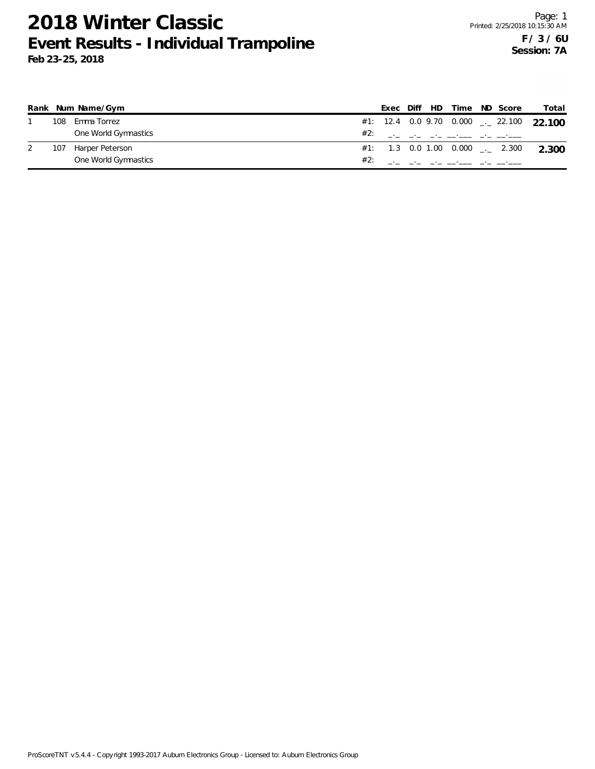# 2018 Winter Classic

## Event Results - Individual Trampoline

**Feb 23-25, 2018**

Printed: 2/25/2018 10:15:30 AM

**F / 3 / 6U**
**Session: 7A**

| Rank | Num | Name/Gym | | Exec | Diff | HD | Time | ND | Score | Total |
|---|---|---|---|---|---|---|---|---|---|---|
| 1 | 108 | Emma Torrez | #1: | 12.4 | 0.0 | 9.70 | 0.000 | _._ | 22.100 | **22.100** |
| | | One World Gymnastics | #2: | _._ | _._ | _._ | __.___ | _._ | __.___ | |
| 2 | 107 | Harper Peterson | #1: | 1.3 | 0.0 | 1.00 | 0.000 | _._ | 2.300 | **2.300** |
| | | One World Gymnastics | #2: | _._ | _._ | _._ | __.___ | _._ | __.___ | |

ProScoreTNT v5.4.4 - Copyright 1993-2017 Auburn Electronics Group - Licensed to: Auburn Electronics Group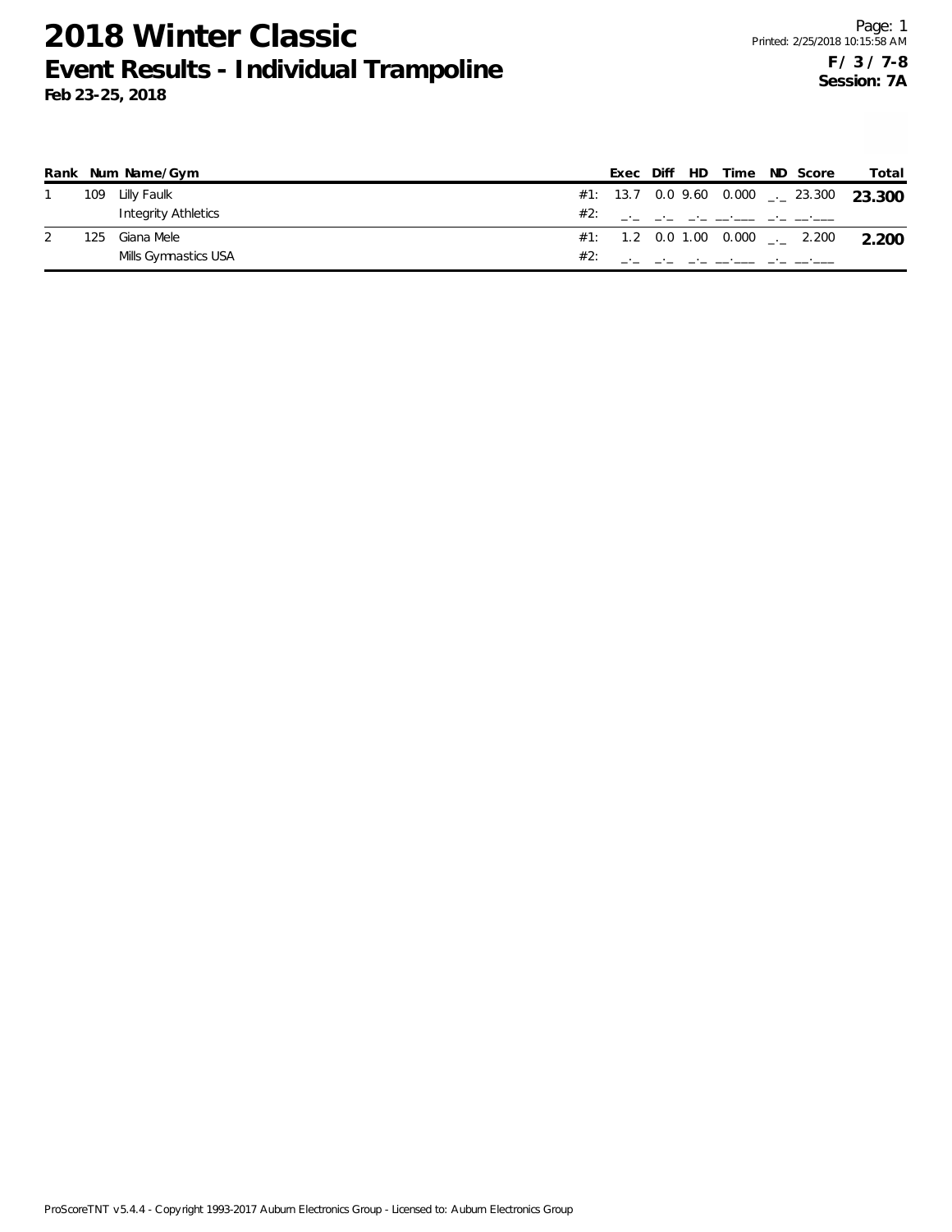# 2018 Winter Classic

## Event Results - Individual Trampoline

**Feb 23-25, 2018**

Printed: 2/25/2018 10:15:58 AM

**F / 3 / 7-8**
**Session: 7A**

| Rank | Num | Name/Gym | | Exec | Diff | HD | Time | ND | Score | Total |
|---|---|---|---|---|---|---|---|---|---|---|
| 1 | 109 | Lilly Faulk | #1: | 13.7 | 0.0 | 9.60 | 0.000 | _._ | 23.300 | **23.300** |
| | | Integrity Athletics | #2: | _._ | _._ | _._ | __.___ | _._ | __.___ | |
| 2 | 125 | Giana Mele | #1: | 1.2 | 0.0 | 1.00 | 0.000 | _._ | 2.200 | **2.200** |
| | | Mills Gymnastics USA | #2: | _._ | _._ | _._ | __.___ | _._ | __.___ | |

ProScoreTNT v5.4.4 - Copyright 1993-2017 Auburn Electronics Group - Licensed to: Auburn Electronics Group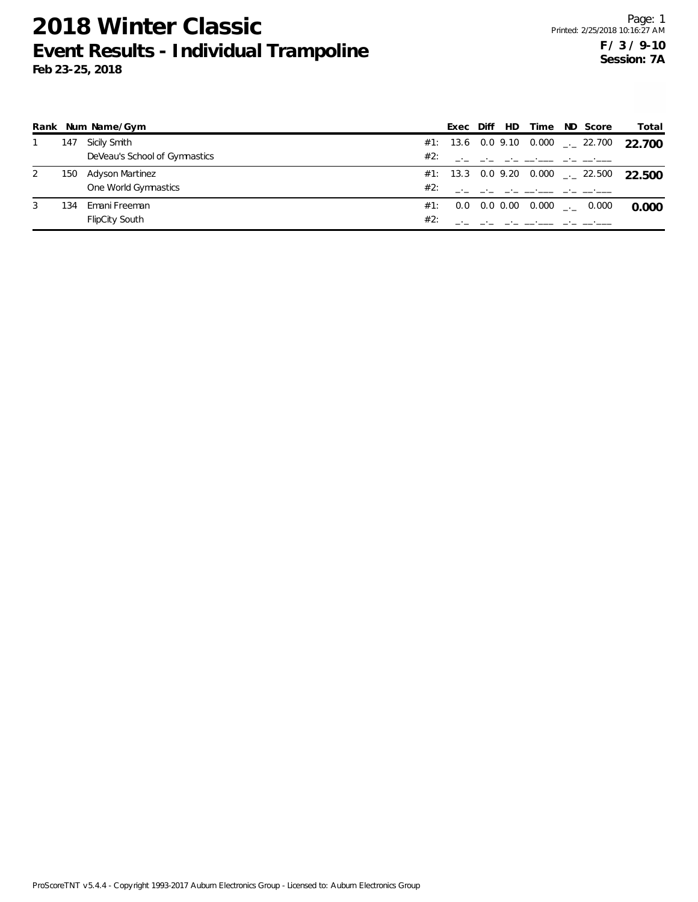# 2018 Winter Classic

## Event Results - Individual Trampoline

**Feb 23-25, 2018**

Printed: 2/25/2018 10:16:27 AM

**F / 3 / 9-10**
**Session: 7A**

| Rank | Num | Name/Gym | | Exec | Diff | HD | Time | ND | Score | Total |
|---|---|---|---|---|---|---|---|---|---|---|
| 1 | 147 | Sicily Smith | #1: | 13.6 | 0.0 | 9.10 | 0.000 | _._ | 22.700 | **22.700** |
| | | DeVeau's School of Gymnastics | #2: | _._ | _._ | _._ | __.___ | _._ | __.___ | |
| 2 | 150 | Adyson Martinez | #1: | 13.3 | 0.0 | 9.20 | 0.000 | _._ | 22.500 | **22.500** |
| | | One World Gymnastics | #2: | _._ | _._ | _._ | __.___ | _._ | __.___ | |
| 3 | 134 | Emani Freeman | #1: | 0.0 | 0.0 | 0.00 | 0.000 | _._ | 0.000 | **0.000** |
| | | FlipCity South | #2: | _._ | _._ | _._ | __.___ | _._ | __.___ | |

ProScoreTNT v5.4.4 - Copyright 1993-2017 Auburn Electronics Group - Licensed to: Auburn Electronics Group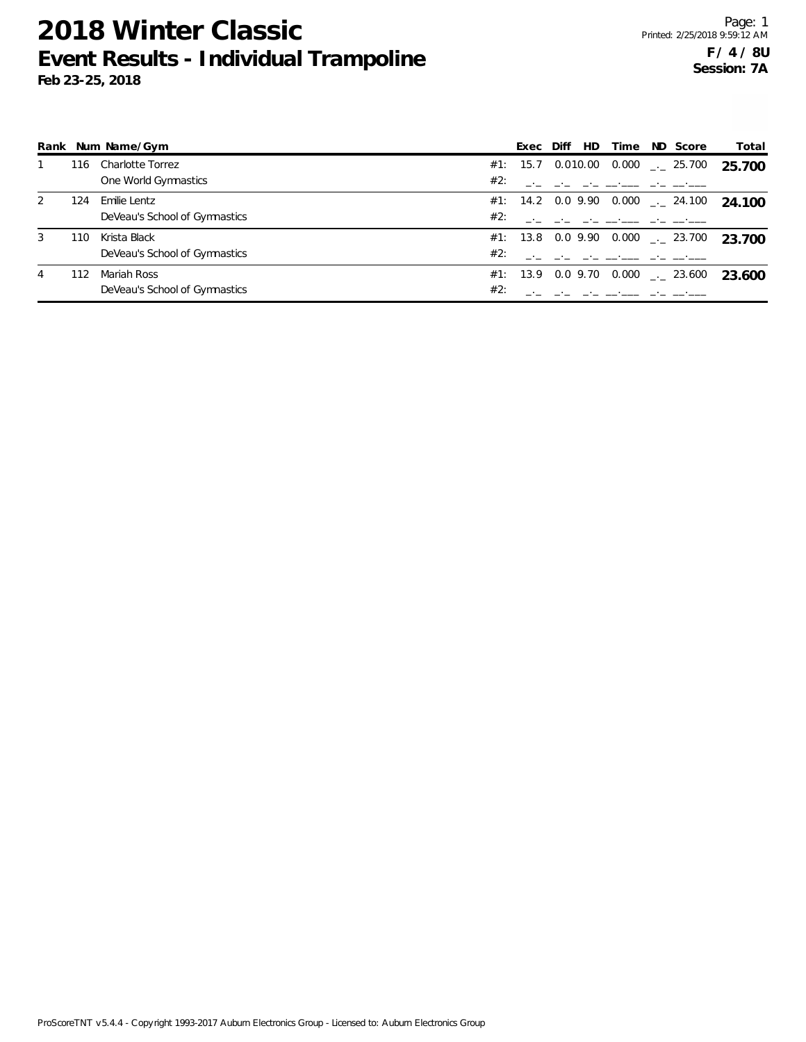# 2018 Winter Classic

## Event Results - Individual Trampoline

**Feb 23-25, 2018**

**F / 4 / 8U**
**Session: 7A**

| Rank | Num | Name/Gym | | Exec | Diff | HD | Time | ND | Score | Total |
|---|---|---|---|---|---|---|---|---|---|---|
| 1 | 116 | Charlotte Torrez | #1: | 15.7 | 0.0 | 10.00 | 0.000 | _._ | 25.700 | **25.700** |
| | | One World Gymnastics | #2: | _._ | _._ | _._ | __.___ | _._ | __.___ | |
| 2 | 124 | Emilie Lentz | #1: | 14.2 | 0.0 | 9.90 | 0.000 | _._ | 24.100 | **24.100** |
| | | DeVeau's School of Gymnastics | #2: | _._ | _._ | _._ | __.___ | _._ | __.___ | |
| 3 | 110 | Krista Black | #1: | 13.8 | 0.0 | 9.90 | 0.000 | _._ | 23.700 | **23.700** |
| | | DeVeau's School of Gymnastics | #2: | _._ | _._ | _._ | __.___ | _._ | __.___ | |
| 4 | 112 | Mariah Ross | #1: | 13.9 | 0.0 | 9.70 | 0.000 | _._ | 23.600 | **23.600** |
| | | DeVeau's School of Gymnastics | #2: | _._ | _._ | _._ | __.___ | _._ | __.___ | |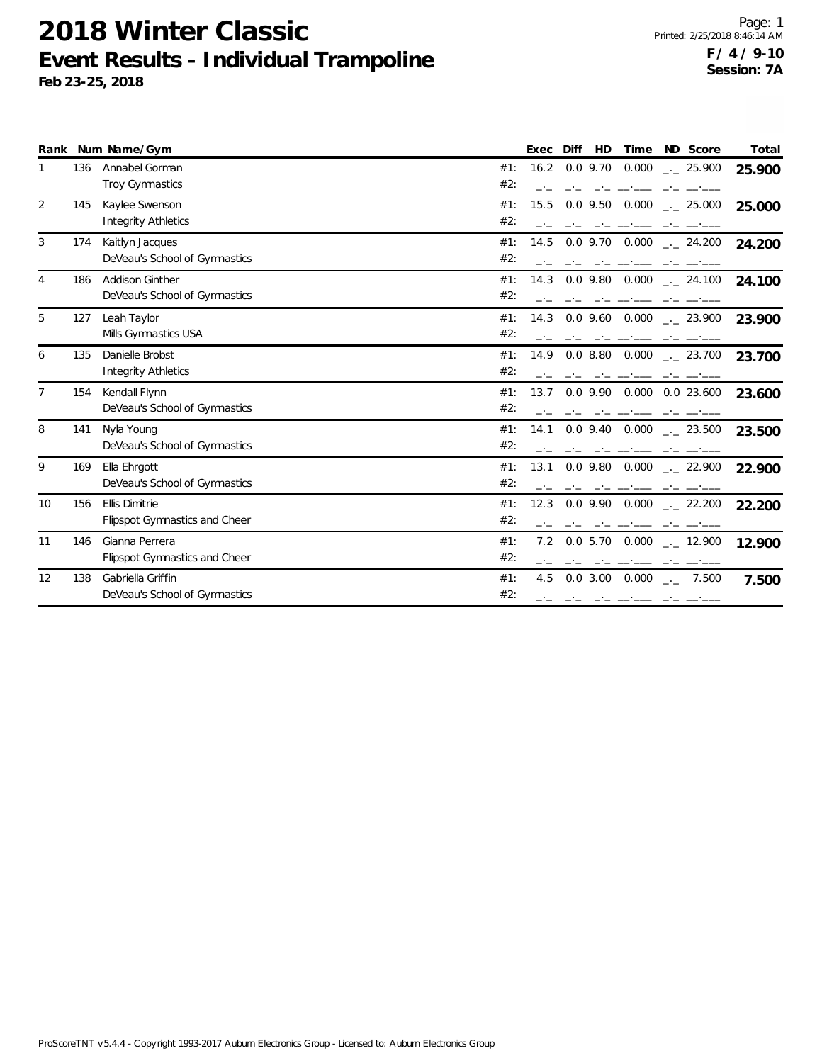# 2018 Winter Classic
## Event Results - Individual Trampoline
**Feb 23-25, 2018**

**F / 4 / 9-10**
**Session: 7A**

| Rank | Num | Name/Gym | | Exec | Diff | HD | Time | ND | Score | Total |
|---|---|---|---|---|---|---|---|---|---|---|
| 1 | 136 | Annabel Gorman | #1: | 16.2 | 0.0 | 9.70 | 0.000 | _._ | 25.900 | **25.900** |
| | | Troy Gymnastics | #2: | _._ | _._ | _._ | __.___ | _._ | __.___ | |
| 2 | 145 | Kaylee Swenson | #1: | 15.5 | 0.0 | 9.50 | 0.000 | _._ | 25.000 | **25.000** |
| | | Integrity Athletics | #2: | _._ | _._ | _._ | __.___ | _._ | __.___ | |
| 3 | 174 | Kaitlyn Jacques | #1: | 14.5 | 0.0 | 9.70 | 0.000 | _._ | 24.200 | **24.200** |
| | | DeVeau's School of Gymnastics | #2: | _._ | _._ | _._ | __.___ | _._ | __.___ | |
| 4 | 186 | Addison Ginther | #1: | 14.3 | 0.0 | 9.80 | 0.000 | _._ | 24.100 | **24.100** |
| | | DeVeau's School of Gymnastics | #2: | _._ | _._ | _._ | __.___ | _._ | __.___ | |
| 5 | 127 | Leah Taylor | #1: | 14.3 | 0.0 | 9.60 | 0.000 | _._ | 23.900 | **23.900** |
| | | Mills Gymnastics USA | #2: | _._ | _._ | _._ | __.___ | _._ | __.___ | |
| 6 | 135 | Danielle Brobst | #1: | 14.9 | 0.0 | 8.80 | 0.000 | _._ | 23.700 | **23.700** |
| | | Integrity Athletics | #2: | _._ | _._ | _._ | __.___ | _._ | __.___ | |
| 7 | 154 | Kendall Flynn | #1: | 13.7 | 0.0 | 9.90 | 0.000 | 0.0 | 23.600 | **23.600** |
| | | DeVeau's School of Gymnastics | #2: | _._ | _._ | _._ | __.___ | _._ | __.___ | |
| 8 | 141 | Nyla Young | #1: | 14.1 | 0.0 | 9.40 | 0.000 | _._ | 23.500 | **23.500** |
| | | DeVeau's School of Gymnastics | #2: | _._ | _._ | _._ | __.___ | _._ | __.___ | |
| 9 | 169 | Ella Ehrgott | #1: | 13.1 | 0.0 | 9.80 | 0.000 | _._ | 22.900 | **22.900** |
| | | DeVeau's School of Gymnastics | #2: | _._ | _._ | _._ | __.___ | _._ | __.___ | |
| 10 | 156 | Ellis Dimitrie | #1: | 12.3 | 0.0 | 9.90 | 0.000 | _._ | 22.200 | **22.200** |
| | | Flipspot Gymnastics and Cheer | #2: | _._ | _._ | _._ | __.___ | _._ | __.___ | |
| 11 | 146 | Gianna Perrera | #1: | 7.2 | 0.0 | 5.70 | 0.000 | _._ | 12.900 | **12.900** |
| | | Flipspot Gymnastics and Cheer | #2: | _._ | _._ | _._ | __.___ | _._ | __.___ | |
| 12 | 138 | Gabriella Griffin | #1: | 4.5 | 0.0 | 3.00 | 0.000 | _._ | 7.500 | **7.500** |
| | | DeVeau's School of Gymnastics | #2: | _._ | _._ | _._ | __.___ | _._ | __.___ | |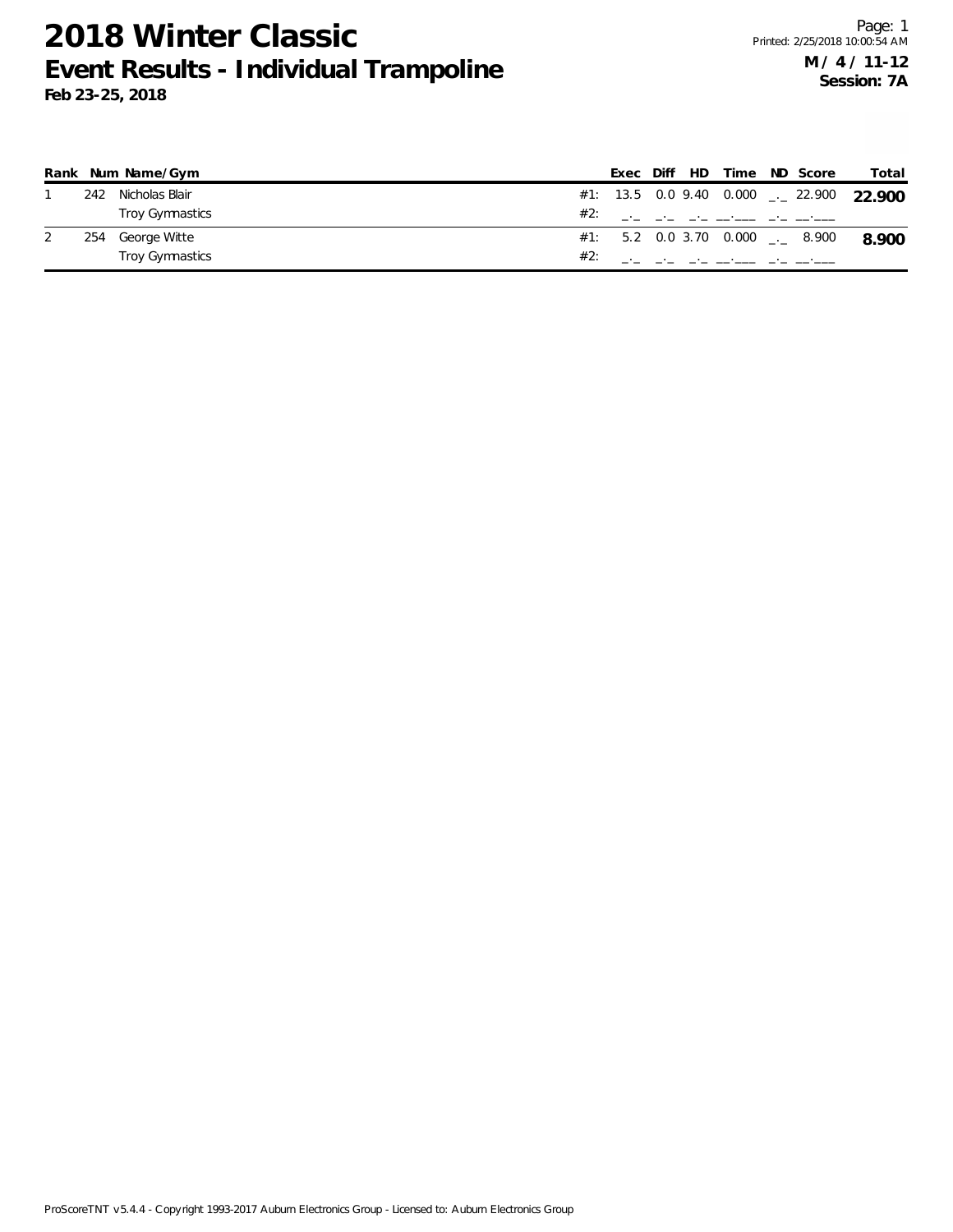# 2018 Winter Classic

## Event Results - Individual Trampoline

**Feb 23-25, 2018**

Page: 1
Printed: 2/25/2018 10:00:54 AM

**M / 4 / 11-12**
**Session: 7A**

| Rank | Num | Name/Gym | | Exec | Diff | HD | Time | ND | Score | Total |
|---|---|---|---|---|---|---|---|---|---|---|
| 1 | 242 | Nicholas Blair | #1: | 13.5 | 0.0 | 9.40 | 0.000 | _._ | 22.900 | **22.900** |
| | | Troy Gymnastics | #2: | _._ | _._ | _._ | __.___ | _._ | __.___ | |
| 2 | 254 | George Witte | #1: | 5.2 | 0.0 | 3.70 | 0.000 | _._ | 8.900 | **8.900** |
| | | Troy Gymnastics | #2: | _._ | _._ | _._ | __.___ | _._ | __.___ | |

ProScoreTNT v5.4.4 - Copyright 1993-2017 Auburn Electronics Group - Licensed to: Auburn Electronics Group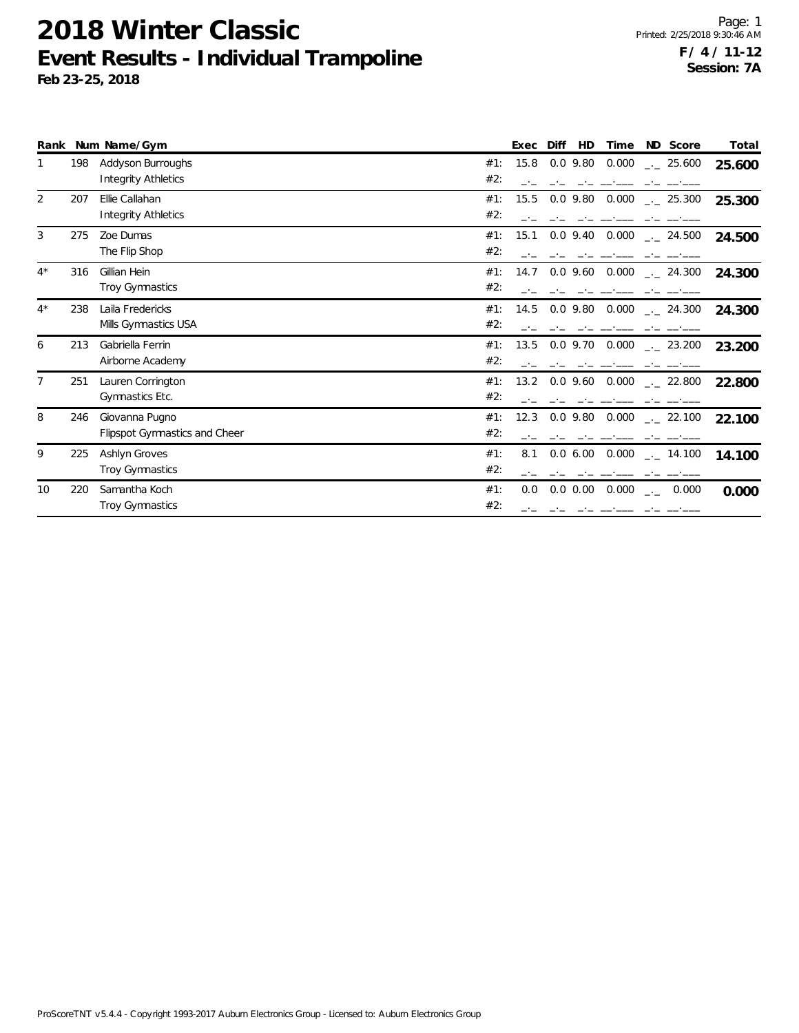# 2018 Winter Classic

## Event Results - Individual Trampoline

**Feb 23-25, 2018**

**F / 4 / 11-12**
**Session: 7A**

| Rank | Num | Name/Gym | | Exec | Diff | HD | Time | ND | Score | Total |
|---|---|---|---|---|---|---|---|---|---|---|
| 1 | 198 | Addyson Burroughs | #1: | 15.8 | 0.0 | 9.80 | 0.000 | _._ | 25.600 | **25.600** |
| | | Integrity Athletics | #2: | _._ | _._ | _._ | __.___ | _._ | __.___ | |
| 2 | 207 | Ellie Callahan | #1: | 15.5 | 0.0 | 9.80 | 0.000 | _._ | 25.300 | **25.300** |
| | | Integrity Athletics | #2: | _._ | _._ | _._ | __.___ | _._ | __.___ | |
| 3 | 275 | Zoe Dumas | #1: | 15.1 | 0.0 | 9.40 | 0.000 | _._ | 24.500 | **24.500** |
| | | The Flip Shop | #2: | _._ | _._ | _._ | __.___ | _._ | __.___ | |
| 4* | 316 | Gillian Hein | #1: | 14.7 | 0.0 | 9.60 | 0.000 | _._ | 24.300 | **24.300** |
| | | Troy Gymnastics | #2: | _._ | _._ | _._ | __.___ | _._ | __.___ | |
| 4* | 238 | Laila Fredericks | #1: | 14.5 | 0.0 | 9.80 | 0.000 | _._ | 24.300 | **24.300** |
| | | Mills Gymnastics USA | #2: | _._ | _._ | _._ | __.___ | _._ | __.___ | |
| 6 | 213 | Gabriella Ferrin | #1: | 13.5 | 0.0 | 9.70 | 0.000 | _._ | 23.200 | **23.200** |
| | | Airborne Academy | #2: | _._ | _._ | _._ | __.___ | _._ | __.___ | |
| 7 | 251 | Lauren Corrington | #1: | 13.2 | 0.0 | 9.60 | 0.000 | _._ | 22.800 | **22.800** |
| | | Gymnastics Etc. | #2: | _._ | _._ | _._ | __.___ | _._ | __.___ | |
| 8 | 246 | Giovanna Pugno | #1: | 12.3 | 0.0 | 9.80 | 0.000 | _._ | 22.100 | **22.100** |
| | | Flipspot Gymnastics and Cheer | #2: | _._ | _._ | _._ | __.___ | _._ | __.___ | |
| 9 | 225 | Ashlyn Groves | #1: | 8.1 | 0.0 | 6.00 | 0.000 | _._ | 14.100 | **14.100** |
| | | Troy Gymnastics | #2: | _._ | _._ | _._ | __.___ | _._ | __.___ | |
| 10 | 220 | Samantha Koch | #1: | 0.0 | 0.0 | 0.00 | 0.000 | _._ | 0.000 | **0.000** |
| | | Troy Gymnastics | #2: | _._ | _._ | _._ | __.___ | _._ | __.___ | |

ProScoreTNT v5.4.4 - Copyright 1993-2017 Auburn Electronics Group - Licensed to: Auburn Electronics Group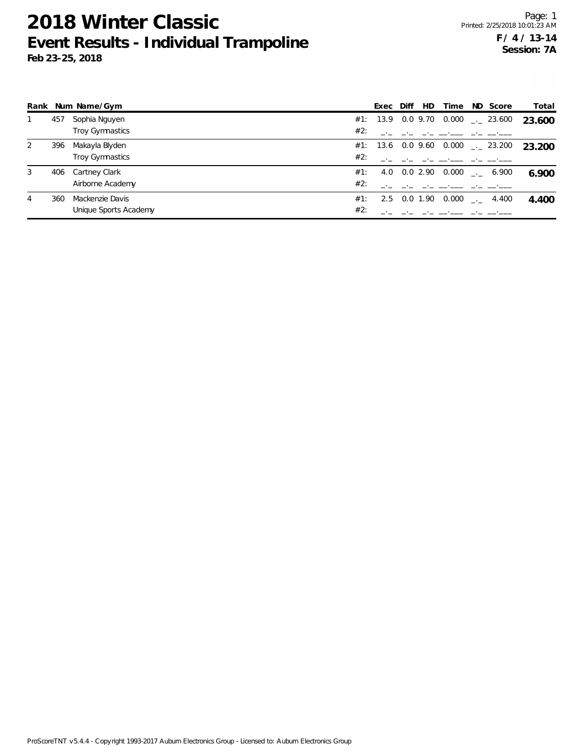# 2018 Winter Classic

## Event Results - Individual Trampoline

**Feb 23-25, 2018**

Printed: 2/25/2018 10:01:23 AM

**F / 4 / 13-14**
**Session: 7A**

| Rank | Num | Name/Gym | | Exec | Diff | HD | Time | ND | Score | Total |
|---|---|---|---|---|---|---|---|---|---|---|
| 1 | 457 | Sophia Nguyen | #1: | 13.9 | 0.0 | 9.70 | 0.000 | _._ | 23.600 | **23.600** |
| | | Troy Gymnastics | #2: | _._ | _._ | _._ | __.___ | _._ | __.___ | |
| 2 | 396 | Makayla Blyden | #1: | 13.6 | 0.0 | 9.60 | 0.000 | _._ | 23.200 | **23.200** |
| | | Troy Gymnastics | #2: | _._ | _._ | _._ | __.___ | _._ | __.___ | |
| 3 | 406 | Cartney Clark | #1: | 4.0 | 0.0 | 2.90 | 0.000 | _._ | 6.900 | **6.900** |
| | | Airborne Academy | #2: | _._ | _._ | _._ | __.___ | _._ | __.___ | |
| 4 | 360 | Mackenzie Davis | #1: | 2.5 | 0.0 | 1.90 | 0.000 | _._ | 4.400 | **4.400** |
| | | Unique Sports Academy | #2: | _._ | _._ | _._ | __.___ | _._ | __.___ | |

ProScoreTNT v5.4.4 - Copyright 1993-2017 Auburn Electronics Group - Licensed to: Auburn Electronics Group